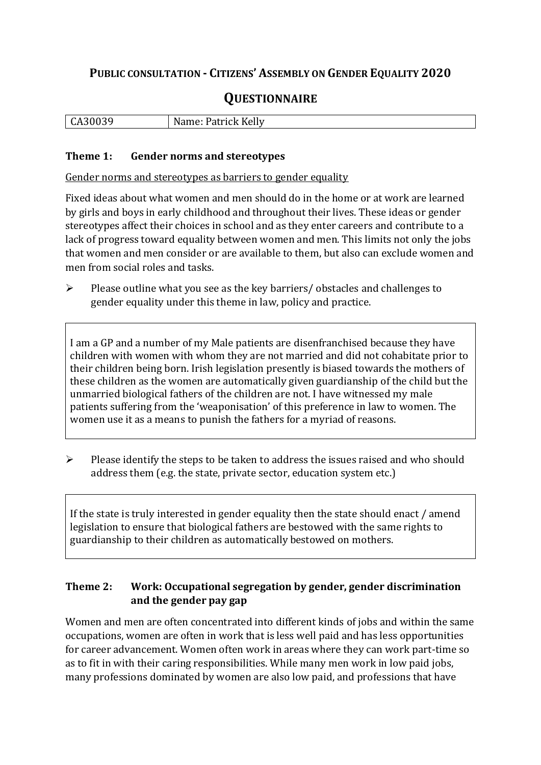# Public consultation - Citizens' Assembly on Gender Equality 2020

## Questionnaire

| CA30039 | Name: Patrick Kelly |
|---|---|

### Theme 1: Gender norms and stereotypes

Gender norms and stereotypes as barriers to gender equality

Fixed ideas about what women and men should do in the home or at work are learned by girls and boys in early childhood and throughout their lives. These ideas or gender stereotypes affect their choices in school and as they enter careers and contribute to a lack of progress toward equality between women and men. This limits not only the jobs that women and men consider or are available to them, but also can exclude women and men from social roles and tasks.

➢ Please outline what you see as the key barriers/ obstacles and challenges to gender equality under this theme in law, policy and practice.

I am a GP and a number of my Male patients are disenfranchised because they have children with women with whom they are not married and did not cohabitate prior to their children being born. Irish legislation presently is biased towards the mothers of these children as the women are automatically given guardianship of the child but the unmarried biological fathers of the children are not. I have witnessed my male patients suffering from the 'weaponisation' of this preference in law to women. The women use it as a means to punish the fathers for a myriad of reasons.

➢ Please identify the steps to be taken to address the issues raised and who should address them (e.g. the state, private sector, education system etc.)

If the state is truly interested in gender equality then the state should enact / amend legislation to ensure that biological fathers are bestowed with the same rights to guardianship to their children as automatically bestowed on mothers.

### Theme 2: Work: Occupational segregation by gender, gender discrimination and the gender pay gap

Women and men are often concentrated into different kinds of jobs and within the same occupations, women are often in work that is less well paid and has less opportunities for career advancement. Women often work in areas where they can work part-time so as to fit in with their caring responsibilities. While many men work in low paid jobs, many professions dominated by women are also low paid, and professions that have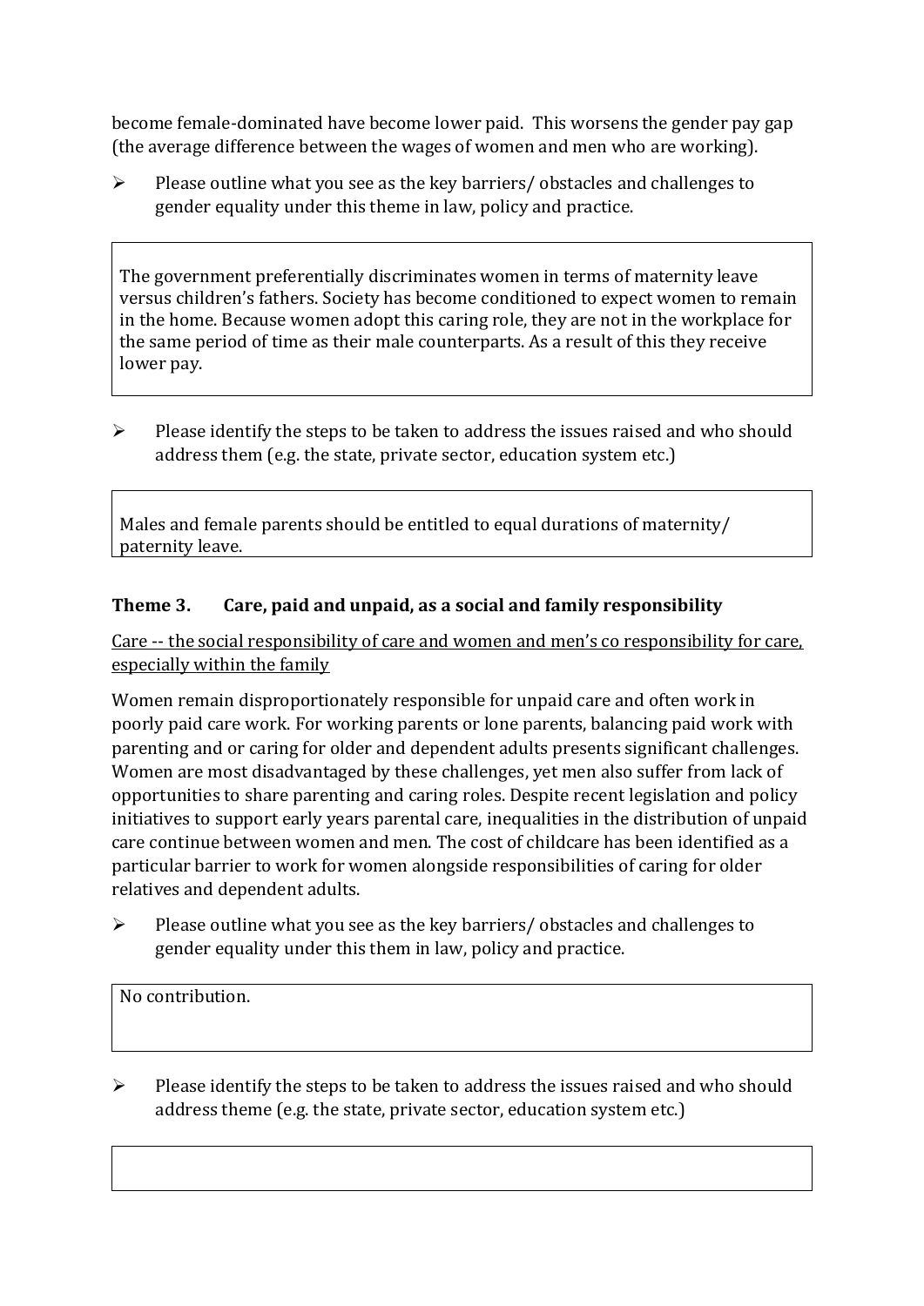become female-dominated have become lower paid. This worsens the gender pay gap (the average difference between the wages of women and men who are working).

- Please outline what you see as the key barriers/ obstacles and challenges to gender equality under this theme in law, policy and practice.

The government preferentially discriminates women in terms of maternity leave versus children's fathers. Society has become conditioned to expect women to remain in the home. Because women adopt this caring role, they are not in the workplace for the same period of time as their male counterparts. As a result of this they receive lower pay.

- Please identify the steps to be taken to address the issues raised and who should address them (e.g. the state, private sector, education system etc.)

Males and female parents should be entitled to equal durations of maternity/ paternity leave.

### Theme 3. Care, paid and unpaid, as a social and family responsibility

Care -- the social responsibility of care and women and men's co responsibility for care, especially within the family

Women remain disproportionately responsible for unpaid care and often work in poorly paid care work. For working parents or lone parents, balancing paid work with parenting and or caring for older and dependent adults presents significant challenges. Women are most disadvantaged by these challenges, yet men also suffer from lack of opportunities to share parenting and caring roles. Despite recent legislation and policy initiatives to support early years parental care, inequalities in the distribution of unpaid care continue between women and men. The cost of childcare has been identified as a particular barrier to work for women alongside responsibilities of caring for older relatives and dependent adults.

- Please outline what you see as the key barriers/ obstacles and challenges to gender equality under this them in law, policy and practice.

No contribution.

- Please identify the steps to be taken to address the issues raised and who should address theme (e.g. the state, private sector, education system etc.)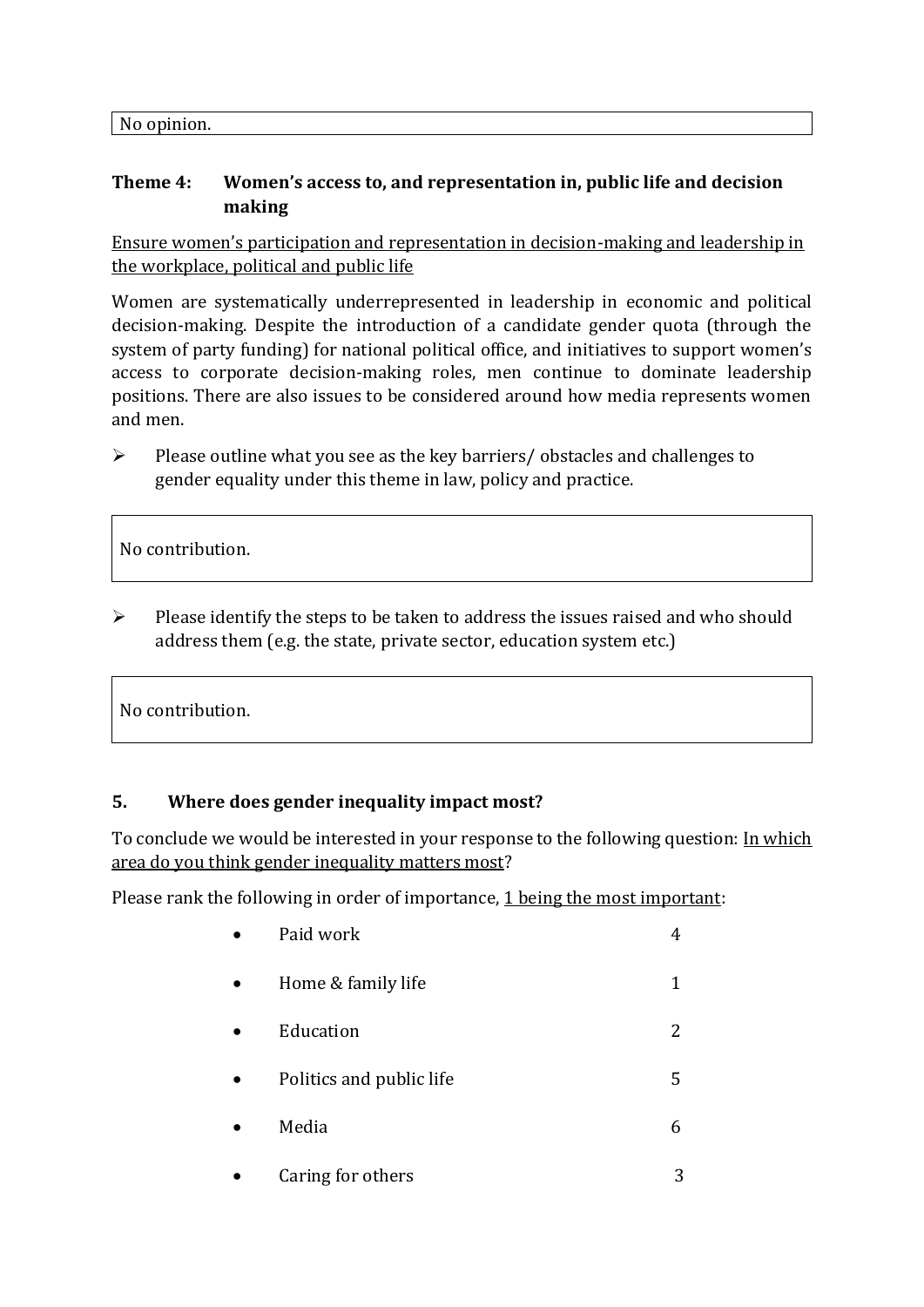No opinion.

### Theme 4: Women's access to, and representation in, public life and decision making

Ensure women's participation and representation in decision-making and leadership in the workplace, political and public life

Women are systematically underrepresented in leadership in economic and political decision-making. Despite the introduction of a candidate gender quota (through the system of party funding) for national political office, and initiatives to support women's access to corporate decision-making roles, men continue to dominate leadership positions. There are also issues to be considered around how media represents women and men.

➢ Please outline what you see as the key barriers/ obstacles and challenges to gender equality under this theme in law, policy and practice.

No contribution.

➢ Please identify the steps to be taken to address the issues raised and who should address them (e.g. the state, private sector, education system etc.)

No contribution.

### 5. Where does gender inequality impact most?

To conclude we would be interested in your response to the following question: In which area do you think gender inequality matters most?

Please rank the following in order of importance, 1 being the most important:

- Paid work 4
- Home & family life 1
- Education 2
- Politics and public life 5
- Media 6
- Caring for others 3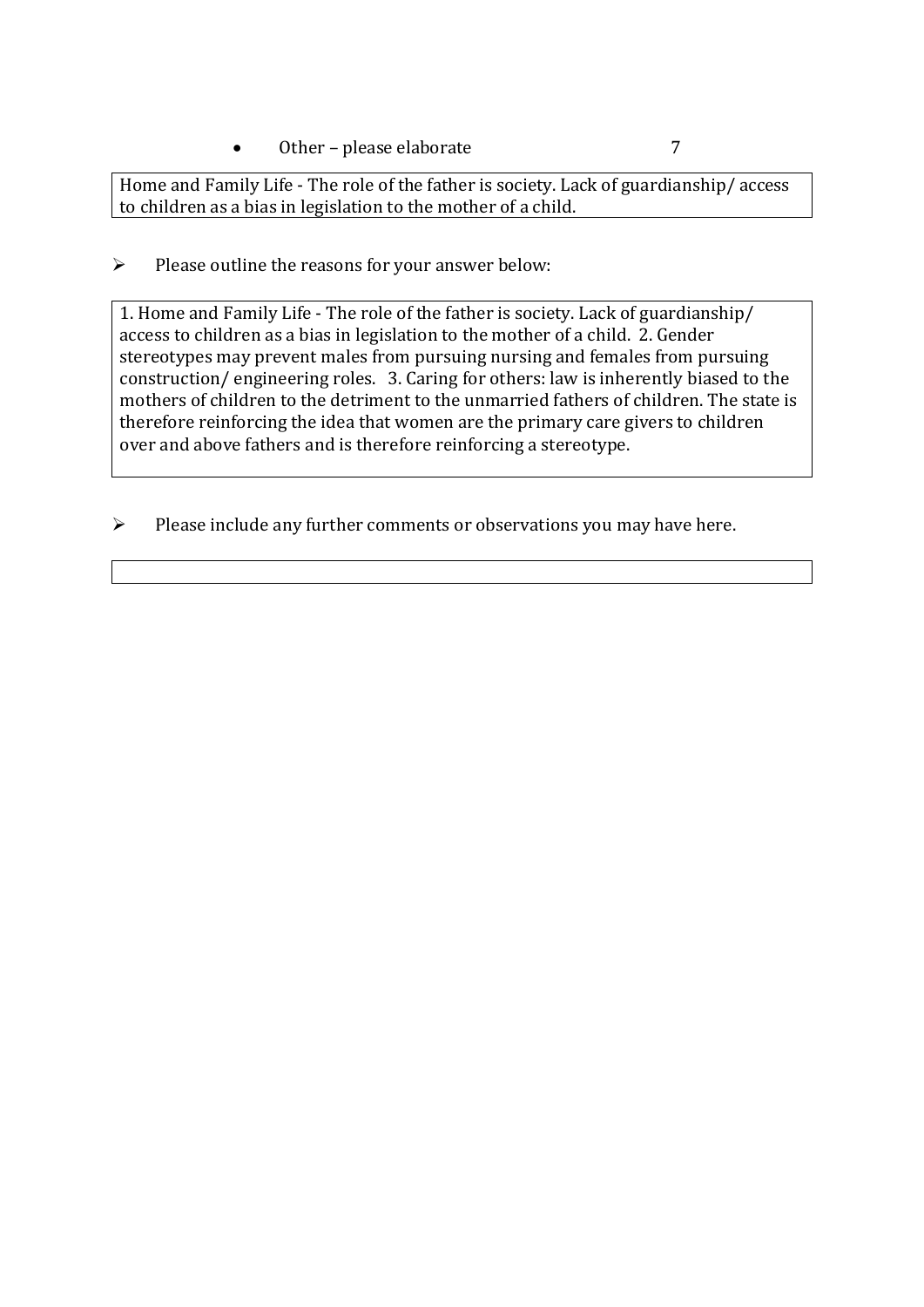- Other – please elaborate 7

| |
|---|
| Home and Family Life - The role of the father is society. Lack of guardianship/ access to children as a bias in legislation to the mother of a child. |

➢ Please outline the reasons for your answer below:

| |
|---|
| 1. Home and Family Life - The role of the father is society. Lack of guardianship/ access to children as a bias in legislation to the mother of a child. 2. Gender stereotypes may prevent males from pursuing nursing and females from pursuing construction/ engineering roles. 3. Caring for others: law is inherently biased to the mothers of children to the detriment to the unmarried fathers of children. The state is therefore reinforcing the idea that women are the primary care givers to children over and above fathers and is therefore reinforcing a stereotype. |

➢ Please include any further comments or observations you may have here.

| |
|---|
| |